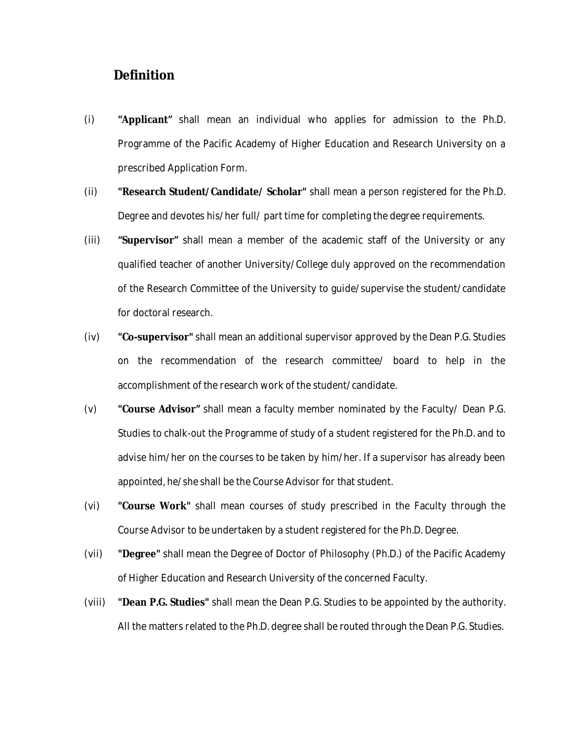## Definition

(i) **"Applicant"** shall mean an individual who applies for admission to the Ph.D. Programme of the Pacific Academy of Higher Education and Research University on a prescribed Application Form.

(ii) **"Research Student/Candidate/ Scholar"** shall mean a person registered for the Ph.D. Degree and devotes his/her full/ part time for completing the degree requirements.

(iii) **"Supervisor"** shall mean a member of the academic staff of the University or any qualified teacher of another University/College duly approved on the recommendation of the Research Committee of the University to guide/supervise the student/candidate for doctoral research.

(iv) **"Co-supervisor"** shall mean an additional supervisor approved by the Dean P.G. Studies on the recommendation of the research committee/ board to help in the accomplishment of the research work of the student/candidate.

(v) **"Course Advisor"** shall mean a faculty member nominated by the Faculty/ Dean P.G. Studies to chalk-out the Programme of study of a student registered for the Ph.D. and to advise him/her on the courses to be taken by him/her. If a supervisor has already been appointed, he/she shall be the Course Advisor for that student.

(vi) **"Course Work"** shall mean courses of study prescribed in the Faculty through the Course Advisor to be undertaken by a student registered for the Ph.D. Degree.

(vii) **"Degree"** shall mean the Degree of Doctor of Philosophy (Ph.D.) of the Pacific Academy of Higher Education and Research University of the concerned Faculty.

(viii) **"Dean P.G. Studies"** shall mean the Dean P.G. Studies to be appointed by the authority. All the matters related to the Ph.D. degree shall be routed through the Dean P.G. Studies.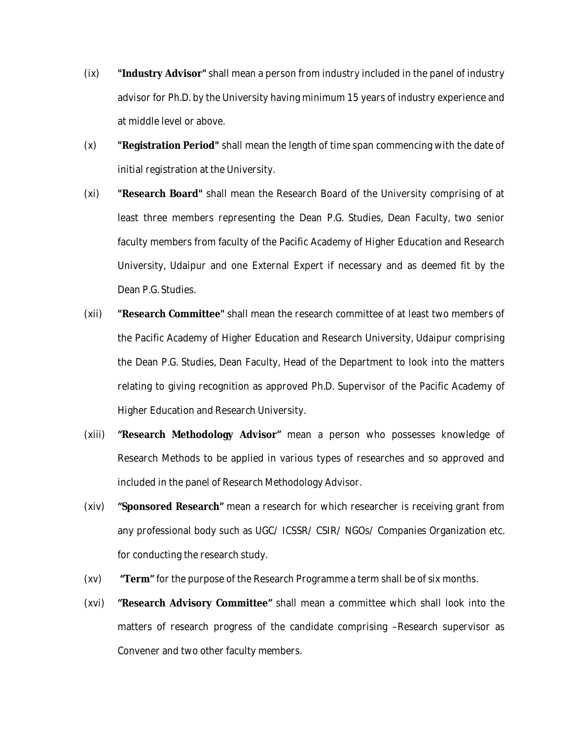(ix) **"Industry Advisor"** shall mean a person from industry included in the panel of industry advisor for Ph.D. by the University having minimum 15 years of industry experience and at middle level or above.

(x) **"Registration Period"** shall mean the length of time span commencing with the date of initial registration at the University.

(xi) **"Research Board"** shall mean the Research Board of the University comprising of at least three members representing the Dean P.G. Studies, Dean Faculty, two senior faculty members from faculty of the Pacific Academy of Higher Education and Research University, Udaipur and one External Expert if necessary and as deemed fit by the Dean P.G. Studies.

(xii) **"Research Committee"** shall mean the research committee of at least two members of the Pacific Academy of Higher Education and Research University, Udaipur comprising the Dean P.G. Studies, Dean Faculty, Head of the Department to look into the matters relating to giving recognition as approved Ph.D. Supervisor of the Pacific Academy of Higher Education and Research University.

(xiii) **"Research Methodology Advisor"** mean a person who possesses knowledge of Research Methods to be applied in various types of researches and so approved and included in the panel of Research Methodology Advisor.

(xiv) **"Sponsored Research"** mean a research for which researcher is receiving grant from any professional body such as UGC/ ICSSR/ CSIR/ NGOs/ Companies Organization etc. for conducting the research study.

(xv) **"Term"** for the purpose of the Research Programme a term shall be of six months.

(xvi) **"Research Advisory Committee"** shall mean a committee which shall look into the matters of research progress of the candidate comprising –Research supervisor as Convener and two other faculty members.